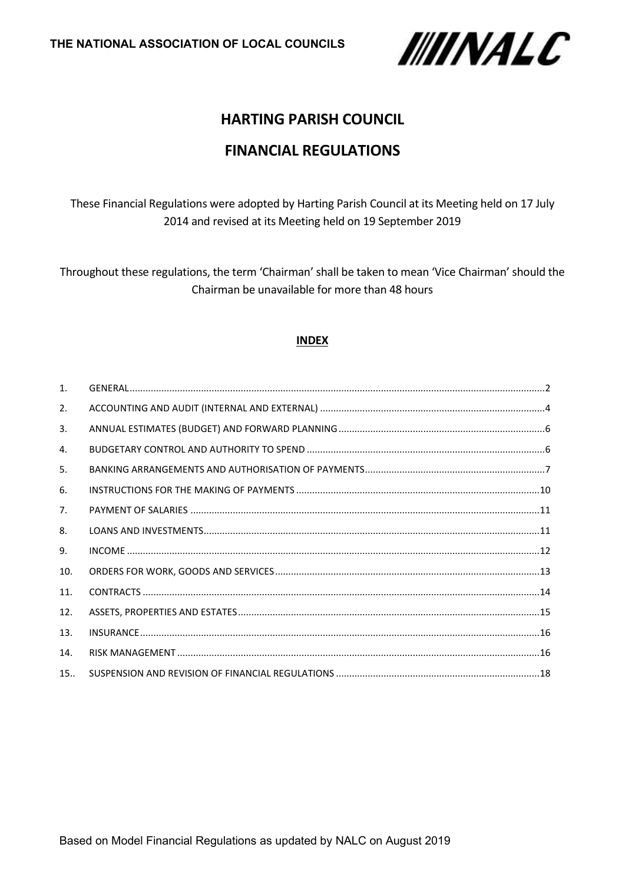THE NATIONAL ASSOCIATION OF LOCAL COUNCILS

NALC

# HARTING PARISH COUNCIL

# FINANCIAL REGULATIONS

These Financial Regulations were adopted by Harting Parish Council at its Meeting held on 17 July 2014 and revised at its Meeting held on 19 September 2019

Throughout these regulations, the term 'Chairman' shall be taken to mean 'Vice Chairman' should the Chairman be unavailable for more than 48 hours

## INDEX

| | | |
|---|---|---|
| 1. | GENERAL | 2 |
| 2. | ACCOUNTING AND AUDIT (INTERNAL AND EXTERNAL) | 4 |
| 3. | ANNUAL ESTIMATES (BUDGET) AND FORWARD PLANNING | 6 |
| 4. | BUDGETARY CONTROL AND AUTHORITY TO SPEND | 6 |
| 5. | BANKING ARRANGEMENTS AND AUTHORISATION OF PAYMENTS | 7 |
| 6. | INSTRUCTIONS FOR THE MAKING OF PAYMENTS | 10 |
| 7. | PAYMENT OF SALARIES | 11 |
| 8. | LOANS AND INVESTMENTS | 11 |
| 9. | INCOME | 12 |
| 10. | ORDERS FOR WORK, GOODS AND SERVICES | 13 |
| 11. | CONTRACTS | 14 |
| 12. | ASSETS, PROPERTIES AND ESTATES | 15 |
| 13. | INSURANCE | 16 |
| 14. | RISK MANAGEMENT | 16 |
| 15.. | SUSPENSION AND REVISION OF FINANCIAL REGULATIONS | 18 |

Based on Model Financial Regulations as updated by NALC on August 2019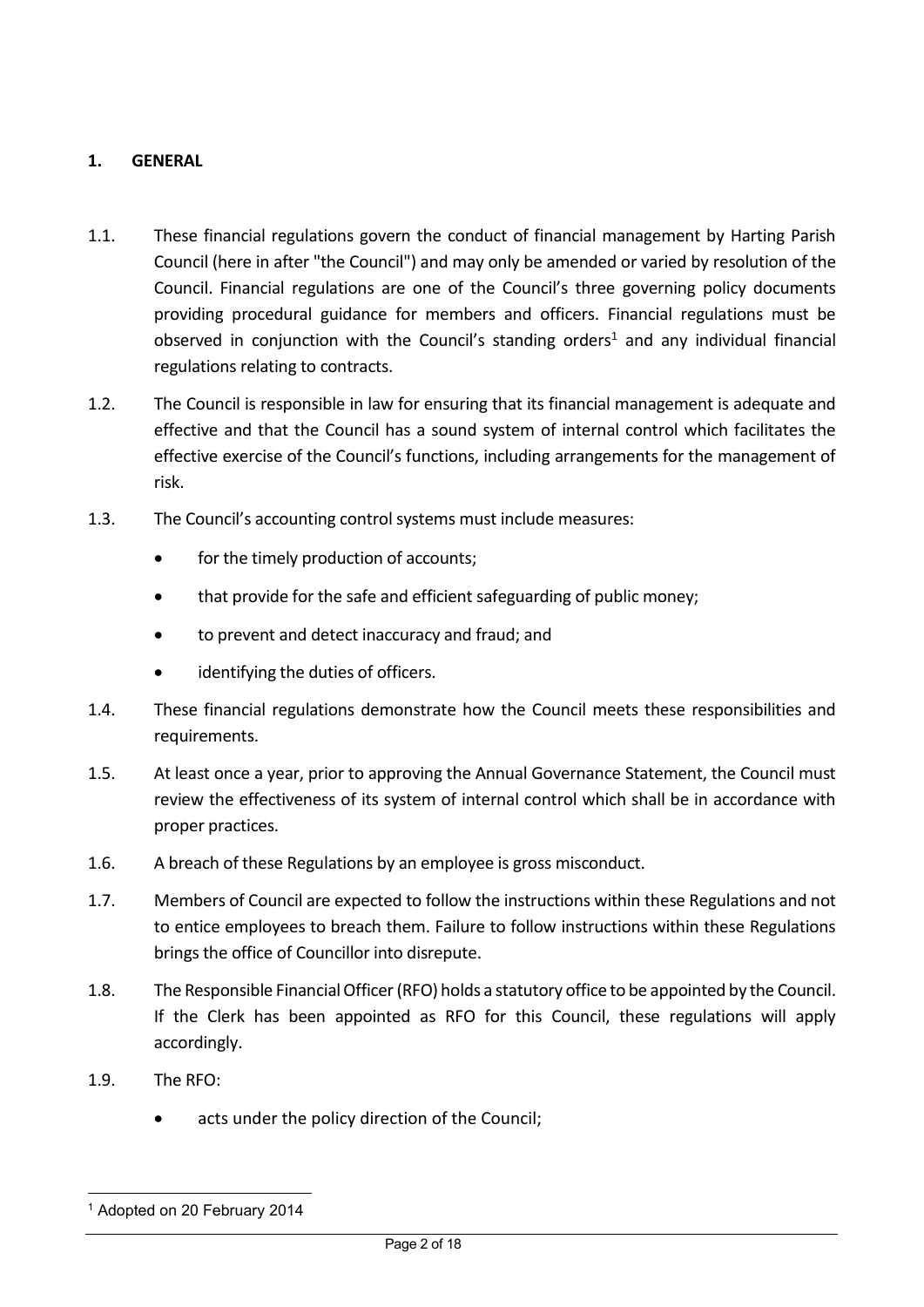## 1. GENERAL

1.1. These financial regulations govern the conduct of financial management by Harting Parish Council (here in after "the Council") and may only be amended or varied by resolution of the Council. Financial regulations are one of the Council's three governing policy documents providing procedural guidance for members and officers. Financial regulations must be observed in conjunction with the Council's standing orders[1] and any individual financial regulations relating to contracts.

1.2. The Council is responsible in law for ensuring that its financial management is adequate and effective and that the Council has a sound system of internal control which facilitates the effective exercise of the Council's functions, including arrangements for the management of risk.

1.3. The Council's accounting control systems must include measures:

- for the timely production of accounts;
- that provide for the safe and efficient safeguarding of public money;
- to prevent and detect inaccuracy and fraud; and
- identifying the duties of officers.

1.4. These financial regulations demonstrate how the Council meets these responsibilities and requirements.

1.5. At least once a year, prior to approving the Annual Governance Statement, the Council must review the effectiveness of its system of internal control which shall be in accordance with proper practices.

1.6. A breach of these Regulations by an employee is gross misconduct.

1.7. Members of Council are expected to follow the instructions within these Regulations and not to entice employees to breach them. Failure to follow instructions within these Regulations brings the office of Councillor into disrepute.

1.8. The Responsible Financial Officer (RFO) holds a statutory office to be appointed by the Council. If the Clerk has been appointed as RFO for this Council, these regulations will apply accordingly.

1.9. The RFO:

- acts under the policy direction of the Council;

[1] Adopted on 20 February 2014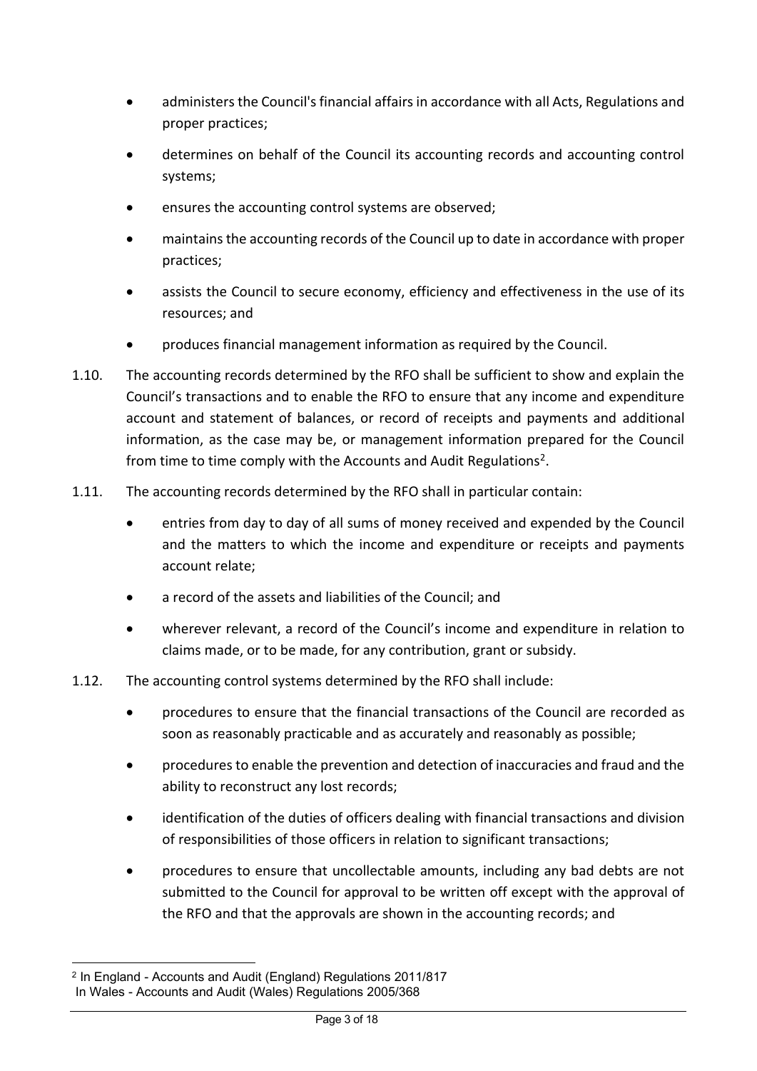- administers the Council's financial affairs in accordance with all Acts, Regulations and proper practices;
- determines on behalf of the Council its accounting records and accounting control systems;
- ensures the accounting control systems are observed;
- maintains the accounting records of the Council up to date in accordance with proper practices;
- assists the Council to secure economy, efficiency and effectiveness in the use of its resources; and
- produces financial management information as required by the Council.

1.10. The accounting records determined by the RFO shall be sufficient to show and explain the Council's transactions and to enable the RFO to ensure that any income and expenditure account and statement of balances, or record of receipts and payments and additional information, as the case may be, or management information prepared for the Council from time to time comply with the Accounts and Audit Regulations[2].

1.11. The accounting records determined by the RFO shall in particular contain:

- entries from day to day of all sums of money received and expended by the Council and the matters to which the income and expenditure or receipts and payments account relate;
- a record of the assets and liabilities of the Council; and
- wherever relevant, a record of the Council's income and expenditure in relation to claims made, or to be made, for any contribution, grant or subsidy.

1.12. The accounting control systems determined by the RFO shall include:

- procedures to ensure that the financial transactions of the Council are recorded as soon as reasonably practicable and as accurately and reasonably as possible;
- procedures to enable the prevention and detection of inaccuracies and fraud and the ability to reconstruct any lost records;
- identification of the duties of officers dealing with financial transactions and division of responsibilities of those officers in relation to significant transactions;
- procedures to ensure that uncollectable amounts, including any bad debts are not submitted to the Council for approval to be written off except with the approval of the RFO and that the approvals are shown in the accounting records; and

[2] In England - Accounts and Audit (England) Regulations 2011/817
In Wales - Accounts and Audit (Wales) Regulations 2005/368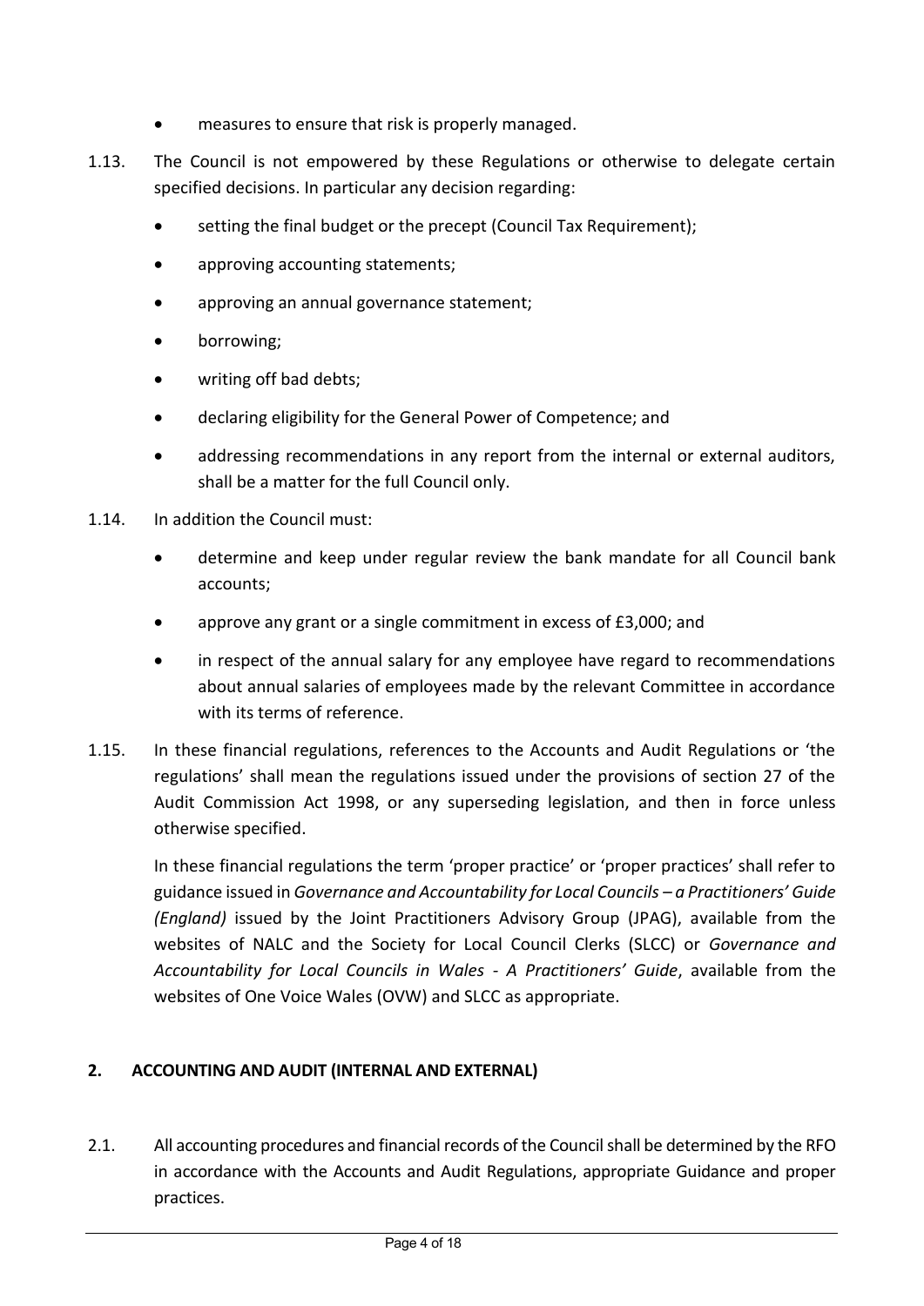- measures to ensure that risk is properly managed.

1.13. The Council is not empowered by these Regulations or otherwise to delegate certain specified decisions. In particular any decision regarding:

- setting the final budget or the precept (Council Tax Requirement);
- approving accounting statements;
- approving an annual governance statement;
- borrowing;
- writing off bad debts;
- declaring eligibility for the General Power of Competence; and
- addressing recommendations in any report from the internal or external auditors, shall be a matter for the full Council only.

1.14. In addition the Council must:

- determine and keep under regular review the bank mandate for all Council bank accounts;
- approve any grant or a single commitment in excess of £3,000; and
- in respect of the annual salary for any employee have regard to recommendations about annual salaries of employees made by the relevant Committee in accordance with its terms of reference.

1.15. In these financial regulations, references to the Accounts and Audit Regulations or 'the regulations' shall mean the regulations issued under the provisions of section 27 of the Audit Commission Act 1998, or any superseding legislation, and then in force unless otherwise specified.

In these financial regulations the term 'proper practice' or 'proper practices' shall refer to guidance issued in *Governance and Accountability for Local Councils – a Practitioners' Guide (England)* issued by the Joint Practitioners Advisory Group (JPAG), available from the websites of NALC and the Society for Local Council Clerks (SLCC) or *Governance and Accountability for Local Councils in Wales - A Practitioners' Guide*, available from the websites of One Voice Wales (OVW) and SLCC as appropriate.

## 2. ACCOUNTING AND AUDIT (INTERNAL AND EXTERNAL)

2.1. All accounting procedures and financial records of the Council shall be determined by the RFO in accordance with the Accounts and Audit Regulations, appropriate Guidance and proper practices.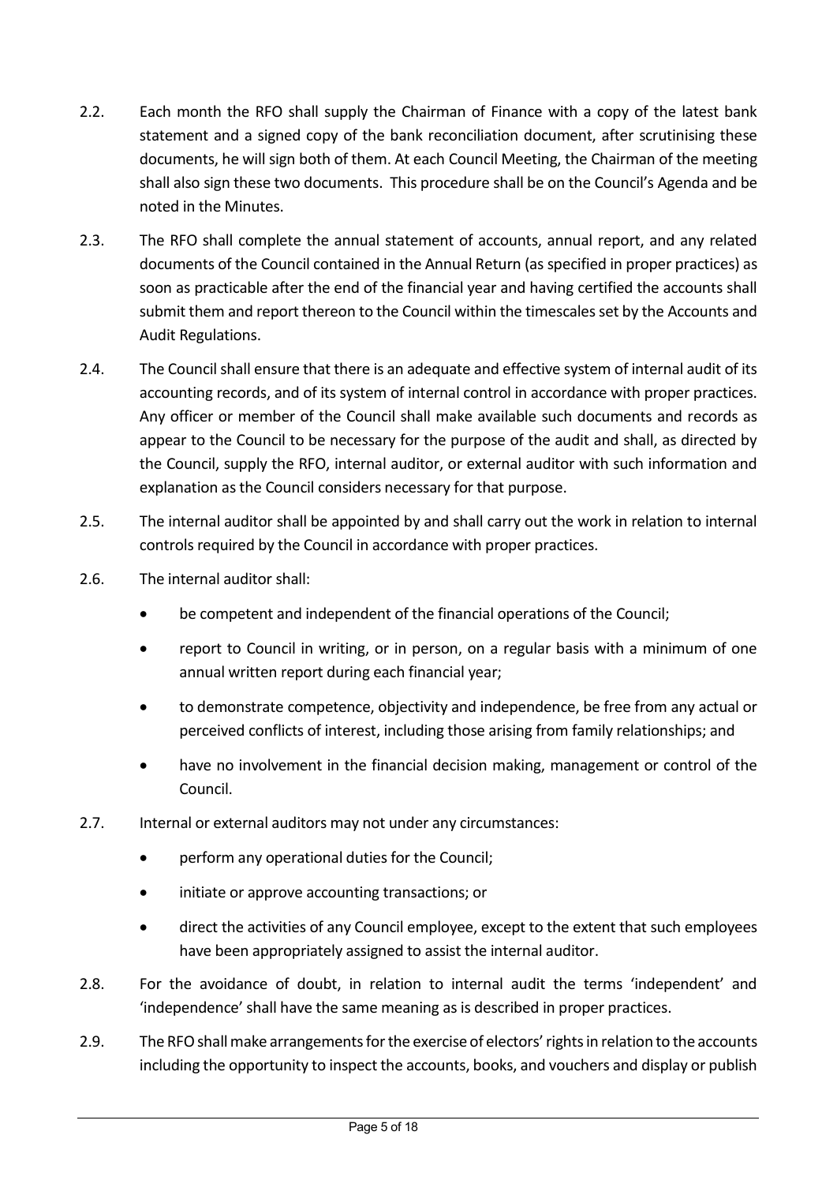2.2. Each month the RFO shall supply the Chairman of Finance with a copy of the latest bank statement and a signed copy of the bank reconciliation document, after scrutinising these documents, he will sign both of them. At each Council Meeting, the Chairman of the meeting shall also sign these two documents. This procedure shall be on the Council's Agenda and be noted in the Minutes.

2.3. The RFO shall complete the annual statement of accounts, annual report, and any related documents of the Council contained in the Annual Return (as specified in proper practices) as soon as practicable after the end of the financial year and having certified the accounts shall submit them and report thereon to the Council within the timescales set by the Accounts and Audit Regulations.

2.4. The Council shall ensure that there is an adequate and effective system of internal audit of its accounting records, and of its system of internal control in accordance with proper practices. Any officer or member of the Council shall make available such documents and records as appear to the Council to be necessary for the purpose of the audit and shall, as directed by the Council, supply the RFO, internal auditor, or external auditor with such information and explanation as the Council considers necessary for that purpose.

2.5. The internal auditor shall be appointed by and shall carry out the work in relation to internal controls required by the Council in accordance with proper practices.

2.6. The internal auditor shall:

- be competent and independent of the financial operations of the Council;
- report to Council in writing, or in person, on a regular basis with a minimum of one annual written report during each financial year;
- to demonstrate competence, objectivity and independence, be free from any actual or perceived conflicts of interest, including those arising from family relationships; and
- have no involvement in the financial decision making, management or control of the Council.

2.7. Internal or external auditors may not under any circumstances:

- perform any operational duties for the Council;
- initiate or approve accounting transactions; or
- direct the activities of any Council employee, except to the extent that such employees have been appropriately assigned to assist the internal auditor.

2.8. For the avoidance of doubt, in relation to internal audit the terms 'independent' and 'independence' shall have the same meaning as is described in proper practices.

2.9. The RFO shall make arrangements for the exercise of electors' rights in relation to the accounts including the opportunity to inspect the accounts, books, and vouchers and display or publish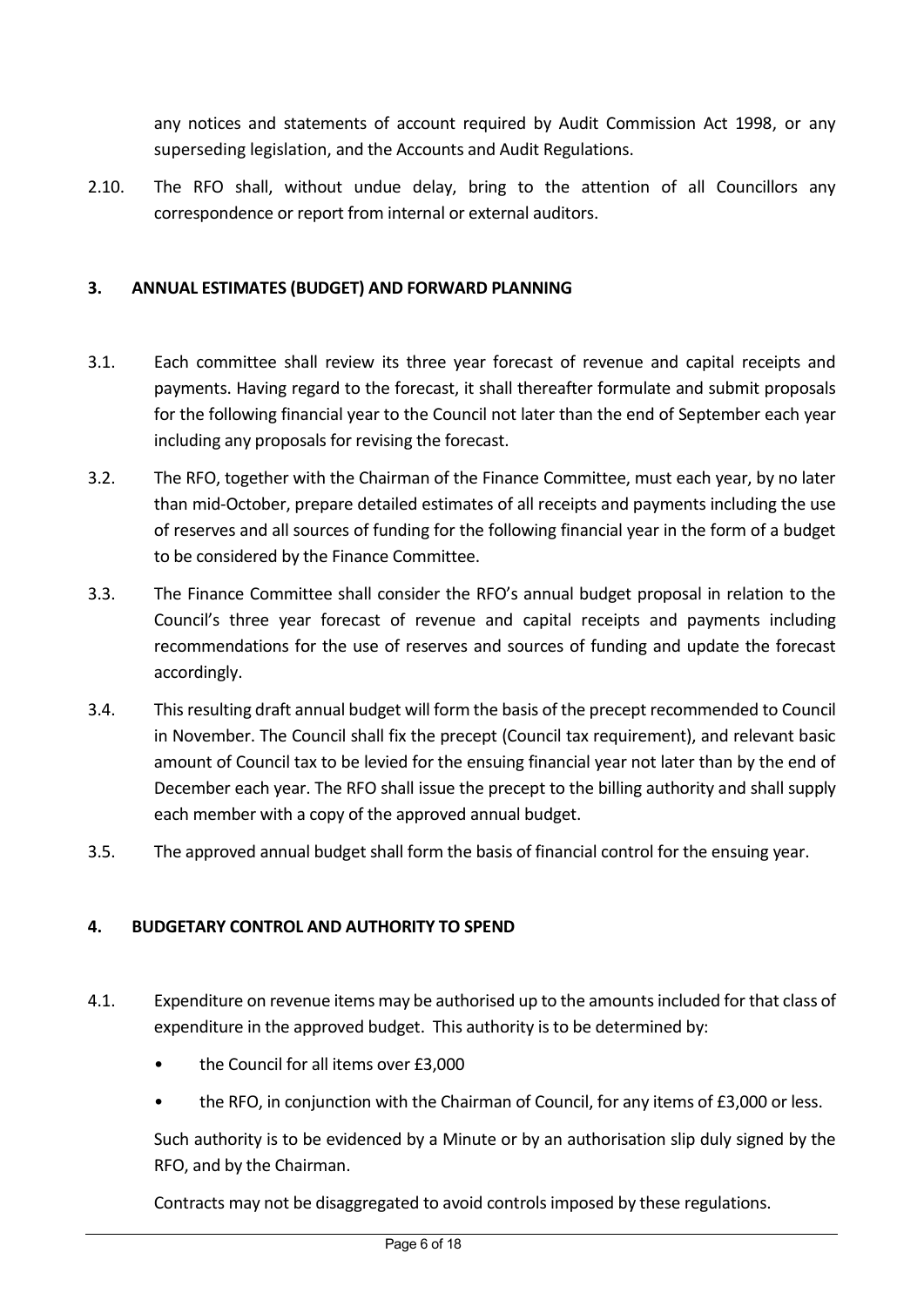any notices and statements of account required by Audit Commission Act 1998, or any superseding legislation, and the Accounts and Audit Regulations.

2.10. The RFO shall, without undue delay, bring to the attention of all Councillors any correspondence or report from internal or external auditors.

## 3. ANNUAL ESTIMATES (BUDGET) AND FORWARD PLANNING

3.1. Each committee shall review its three year forecast of revenue and capital receipts and payments. Having regard to the forecast, it shall thereafter formulate and submit proposals for the following financial year to the Council not later than the end of September each year including any proposals for revising the forecast.

3.2. The RFO, together with the Chairman of the Finance Committee, must each year, by no later than mid-October, prepare detailed estimates of all receipts and payments including the use of reserves and all sources of funding for the following financial year in the form of a budget to be considered by the Finance Committee.

3.3. The Finance Committee shall consider the RFO's annual budget proposal in relation to the Council's three year forecast of revenue and capital receipts and payments including recommendations for the use of reserves and sources of funding and update the forecast accordingly.

3.4. This resulting draft annual budget will form the basis of the precept recommended to Council in November. The Council shall fix the precept (Council tax requirement), and relevant basic amount of Council tax to be levied for the ensuing financial year not later than by the end of December each year. The RFO shall issue the precept to the billing authority and shall supply each member with a copy of the approved annual budget.

3.5. The approved annual budget shall form the basis of financial control for the ensuing year.

## 4. BUDGETARY CONTROL AND AUTHORITY TO SPEND

4.1. Expenditure on revenue items may be authorised up to the amounts included for that class of expenditure in the approved budget. This authority is to be determined by:

- the Council for all items over £3,000
- the RFO, in conjunction with the Chairman of Council, for any items of £3,000 or less.

Such authority is to be evidenced by a Minute or by an authorisation slip duly signed by the RFO, and by the Chairman.

Contracts may not be disaggregated to avoid controls imposed by these regulations.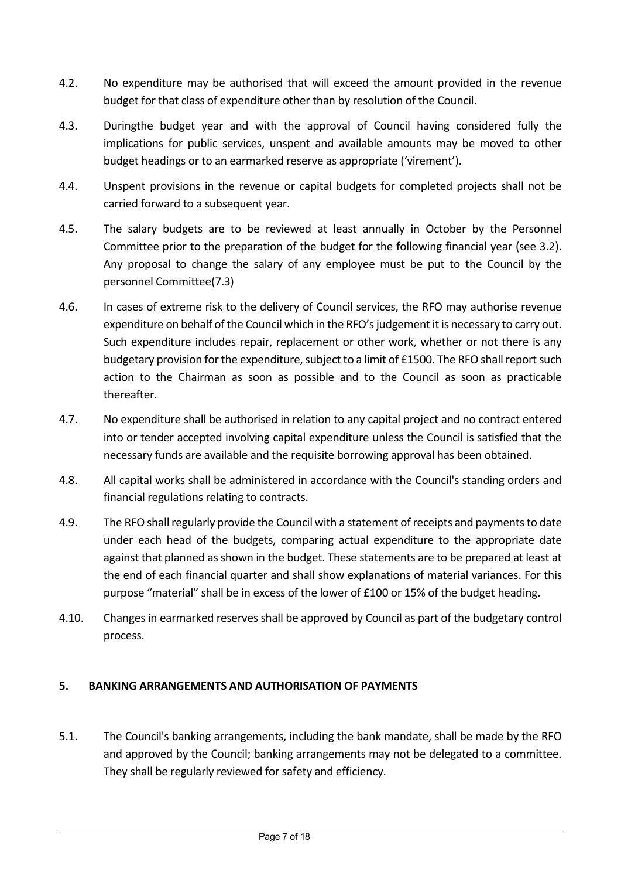4.2. No expenditure may be authorised that will exceed the amount provided in the revenue budget for that class of expenditure other than by resolution of the Council.

4.3. Duringthe budget year and with the approval of Council having considered fully the implications for public services, unspent and available amounts may be moved to other budget headings or to an earmarked reserve as appropriate ('virement').

4.4. Unspent provisions in the revenue or capital budgets for completed projects shall not be carried forward to a subsequent year.

4.5. The salary budgets are to be reviewed at least annually in October by the Personnel Committee prior to the preparation of the budget for the following financial year (see 3.2). Any proposal to change the salary of any employee must be put to the Council by the personnel Committee(7.3)

4.6. In cases of extreme risk to the delivery of Council services, the RFO may authorise revenue expenditure on behalf of the Council which in the RFO's judgement it is necessary to carry out. Such expenditure includes repair, replacement or other work, whether or not there is any budgetary provision for the expenditure, subject to a limit of £1500. The RFO shall report such action to the Chairman as soon as possible and to the Council as soon as practicable thereafter.

4.7. No expenditure shall be authorised in relation to any capital project and no contract entered into or tender accepted involving capital expenditure unless the Council is satisfied that the necessary funds are available and the requisite borrowing approval has been obtained.

4.8. All capital works shall be administered in accordance with the Council's standing orders and financial regulations relating to contracts.

4.9. The RFO shall regularly provide the Council with a statement of receipts and payments to date under each head of the budgets, comparing actual expenditure to the appropriate date against that planned as shown in the budget. These statements are to be prepared at least at the end of each financial quarter and shall show explanations of material variances. For this purpose "material" shall be in excess of the lower of £100 or 15% of the budget heading.

4.10. Changes in earmarked reserves shall be approved by Council as part of the budgetary control process.

## 5. BANKING ARRANGEMENTS AND AUTHORISATION OF PAYMENTS

5.1. The Council's banking arrangements, including the bank mandate, shall be made by the RFO and approved by the Council; banking arrangements may not be delegated to a committee. They shall be regularly reviewed for safety and efficiency.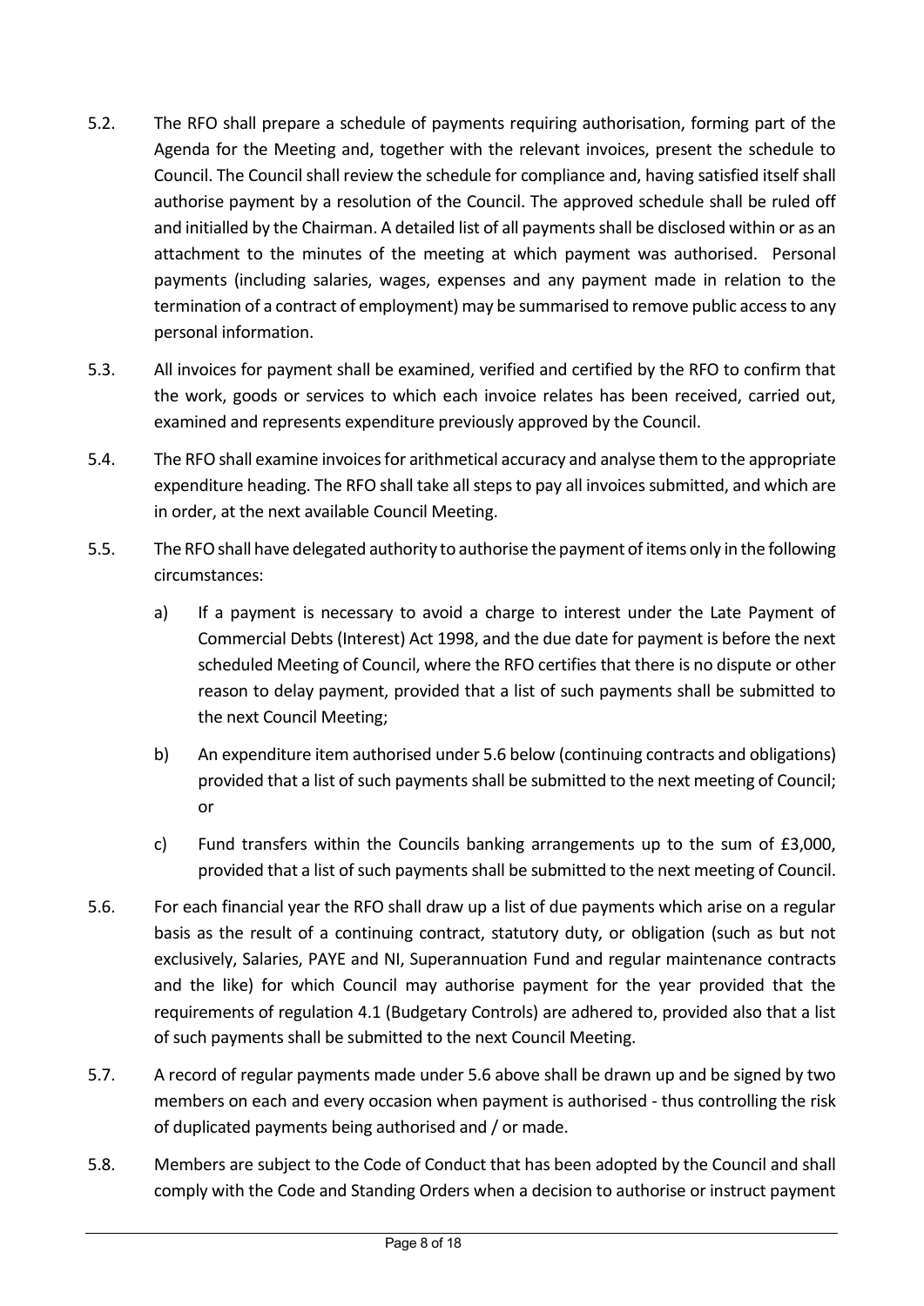5.2. The RFO shall prepare a schedule of payments requiring authorisation, forming part of the Agenda for the Meeting and, together with the relevant invoices, present the schedule to Council. The Council shall review the schedule for compliance and, having satisfied itself shall authorise payment by a resolution of the Council. The approved schedule shall be ruled off and initialled by the Chairman. A detailed list of all payments shall be disclosed within or as an attachment to the minutes of the meeting at which payment was authorised. Personal payments (including salaries, wages, expenses and any payment made in relation to the termination of a contract of employment) may be summarised to remove public access to any personal information.

5.3. All invoices for payment shall be examined, verified and certified by the RFO to confirm that the work, goods or services to which each invoice relates has been received, carried out, examined and represents expenditure previously approved by the Council.

5.4. The RFO shall examine invoices for arithmetical accuracy and analyse them to the appropriate expenditure heading. The RFO shall take all steps to pay all invoices submitted, and which are in order, at the next available Council Meeting.

5.5. The RFO shall have delegated authority to authorise the payment of items only in the following circumstances:

a) If a payment is necessary to avoid a charge to interest under the Late Payment of Commercial Debts (Interest) Act 1998, and the due date for payment is before the next scheduled Meeting of Council, where the RFO certifies that there is no dispute or other reason to delay payment, provided that a list of such payments shall be submitted to the next Council Meeting;

b) An expenditure item authorised under 5.6 below (continuing contracts and obligations) provided that a list of such payments shall be submitted to the next meeting of Council; or

c) Fund transfers within the Councils banking arrangements up to the sum of £3,000, provided that a list of such payments shall be submitted to the next meeting of Council.

5.6. For each financial year the RFO shall draw up a list of due payments which arise on a regular basis as the result of a continuing contract, statutory duty, or obligation (such as but not exclusively, Salaries, PAYE and NI, Superannuation Fund and regular maintenance contracts and the like) for which Council may authorise payment for the year provided that the requirements of regulation 4.1 (Budgetary Controls) are adhered to, provided also that a list of such payments shall be submitted to the next Council Meeting.

5.7. A record of regular payments made under 5.6 above shall be drawn up and be signed by two members on each and every occasion when payment is authorised - thus controlling the risk of duplicated payments being authorised and / or made.

5.8. Members are subject to the Code of Conduct that has been adopted by the Council and shall comply with the Code and Standing Orders when a decision to authorise or instruct payment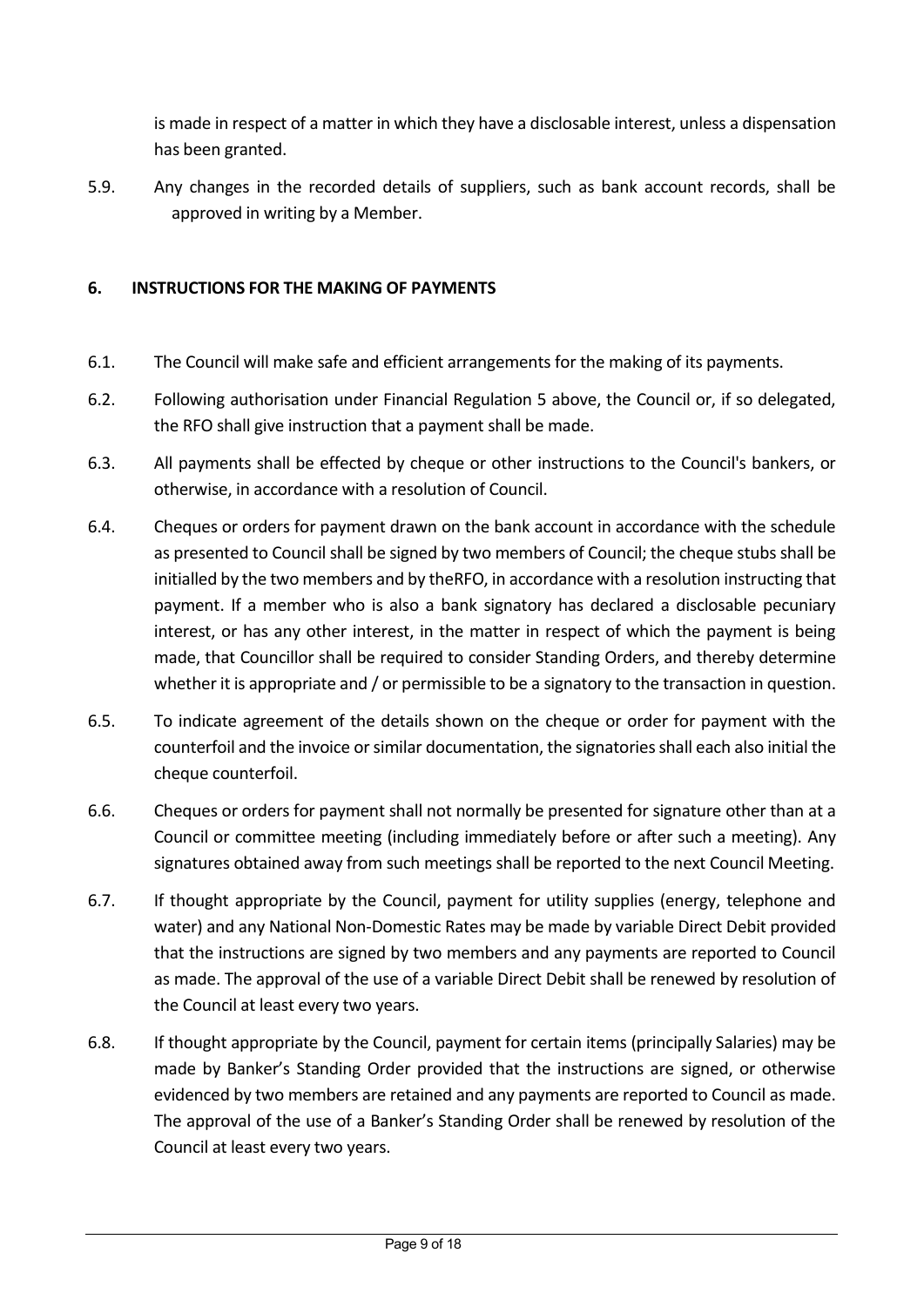is made in respect of a matter in which they have a disclosable interest, unless a dispensation has been granted.

5.9. Any changes in the recorded details of suppliers, such as bank account records, shall be approved in writing by a Member.

## 6. INSTRUCTIONS FOR THE MAKING OF PAYMENTS

6.1. The Council will make safe and efficient arrangements for the making of its payments.

6.2. Following authorisation under Financial Regulation 5 above, the Council or, if so delegated, the RFO shall give instruction that a payment shall be made.

6.3. All payments shall be effected by cheque or other instructions to the Council's bankers, or otherwise, in accordance with a resolution of Council.

6.4. Cheques or orders for payment drawn on the bank account in accordance with the schedule as presented to Council shall be signed by two members of Council; the cheque stubs shall be initialled by the two members and by theRFO, in accordance with a resolution instructing that payment. If a member who is also a bank signatory has declared a disclosable pecuniary interest, or has any other interest, in the matter in respect of which the payment is being made, that Councillor shall be required to consider Standing Orders, and thereby determine whether it is appropriate and / or permissible to be a signatory to the transaction in question.

6.5. To indicate agreement of the details shown on the cheque or order for payment with the counterfoil and the invoice or similar documentation, the signatories shall each also initial the cheque counterfoil.

6.6. Cheques or orders for payment shall not normally be presented for signature other than at a Council or committee meeting (including immediately before or after such a meeting). Any signatures obtained away from such meetings shall be reported to the next Council Meeting.

6.7. If thought appropriate by the Council, payment for utility supplies (energy, telephone and water) and any National Non-Domestic Rates may be made by variable Direct Debit provided that the instructions are signed by two members and any payments are reported to Council as made. The approval of the use of a variable Direct Debit shall be renewed by resolution of the Council at least every two years.

6.8. If thought appropriate by the Council, payment for certain items (principally Salaries) may be made by Banker's Standing Order provided that the instructions are signed, or otherwise evidenced by two members are retained and any payments are reported to Council as made. The approval of the use of a Banker's Standing Order shall be renewed by resolution of the Council at least every two years.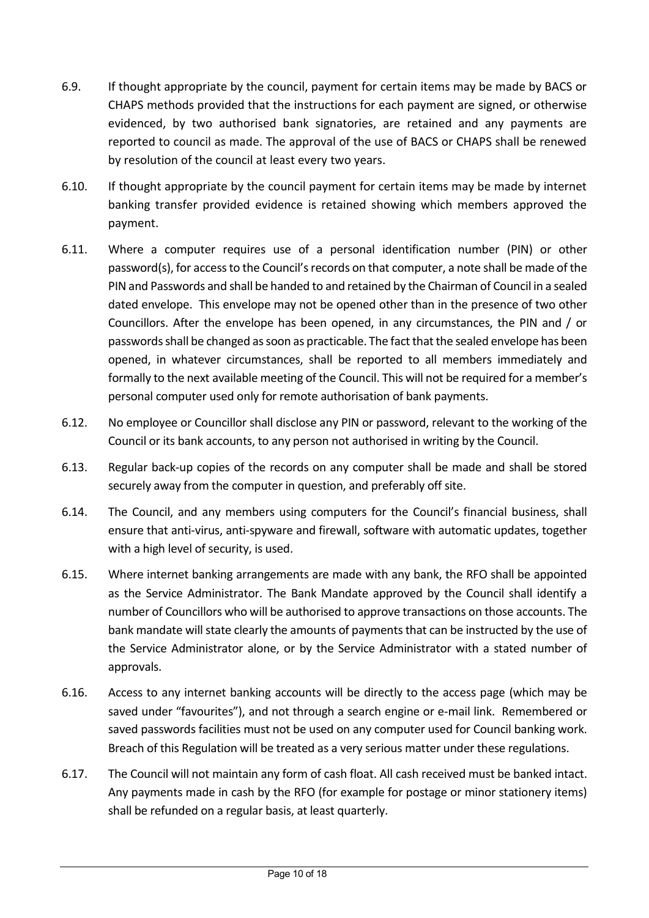6.9. If thought appropriate by the council, payment for certain items may be made by BACS or CHAPS methods provided that the instructions for each payment are signed, or otherwise evidenced, by two authorised bank signatories, are retained and any payments are reported to council as made. The approval of the use of BACS or CHAPS shall be renewed by resolution of the council at least every two years.

6.10. If thought appropriate by the council payment for certain items may be made by internet banking transfer provided evidence is retained showing which members approved the payment.

6.11. Where a computer requires use of a personal identification number (PIN) or other password(s), for access to the Council's records on that computer, a note shall be made of the PIN and Passwords and shall be handed to and retained by the Chairman of Council in a sealed dated envelope. This envelope may not be opened other than in the presence of two other Councillors. After the envelope has been opened, in any circumstances, the PIN and / or passwords shall be changed as soon as practicable. The fact that the sealed envelope has been opened, in whatever circumstances, shall be reported to all members immediately and formally to the next available meeting of the Council. This will not be required for a member's personal computer used only for remote authorisation of bank payments.

6.12. No employee or Councillor shall disclose any PIN or password, relevant to the working of the Council or its bank accounts, to any person not authorised in writing by the Council.

6.13. Regular back-up copies of the records on any computer shall be made and shall be stored securely away from the computer in question, and preferably off site.

6.14. The Council, and any members using computers for the Council's financial business, shall ensure that anti-virus, anti-spyware and firewall, software with automatic updates, together with a high level of security, is used.

6.15. Where internet banking arrangements are made with any bank, the RFO shall be appointed as the Service Administrator. The Bank Mandate approved by the Council shall identify a number of Councillors who will be authorised to approve transactions on those accounts. The bank mandate will state clearly the amounts of payments that can be instructed by the use of the Service Administrator alone, or by the Service Administrator with a stated number of approvals.

6.16. Access to any internet banking accounts will be directly to the access page (which may be saved under "favourites"), and not through a search engine or e-mail link. Remembered or saved passwords facilities must not be used on any computer used for Council banking work. Breach of this Regulation will be treated as a very serious matter under these regulations.

6.17. The Council will not maintain any form of cash float. All cash received must be banked intact. Any payments made in cash by the RFO (for example for postage or minor stationery items) shall be refunded on a regular basis, at least quarterly.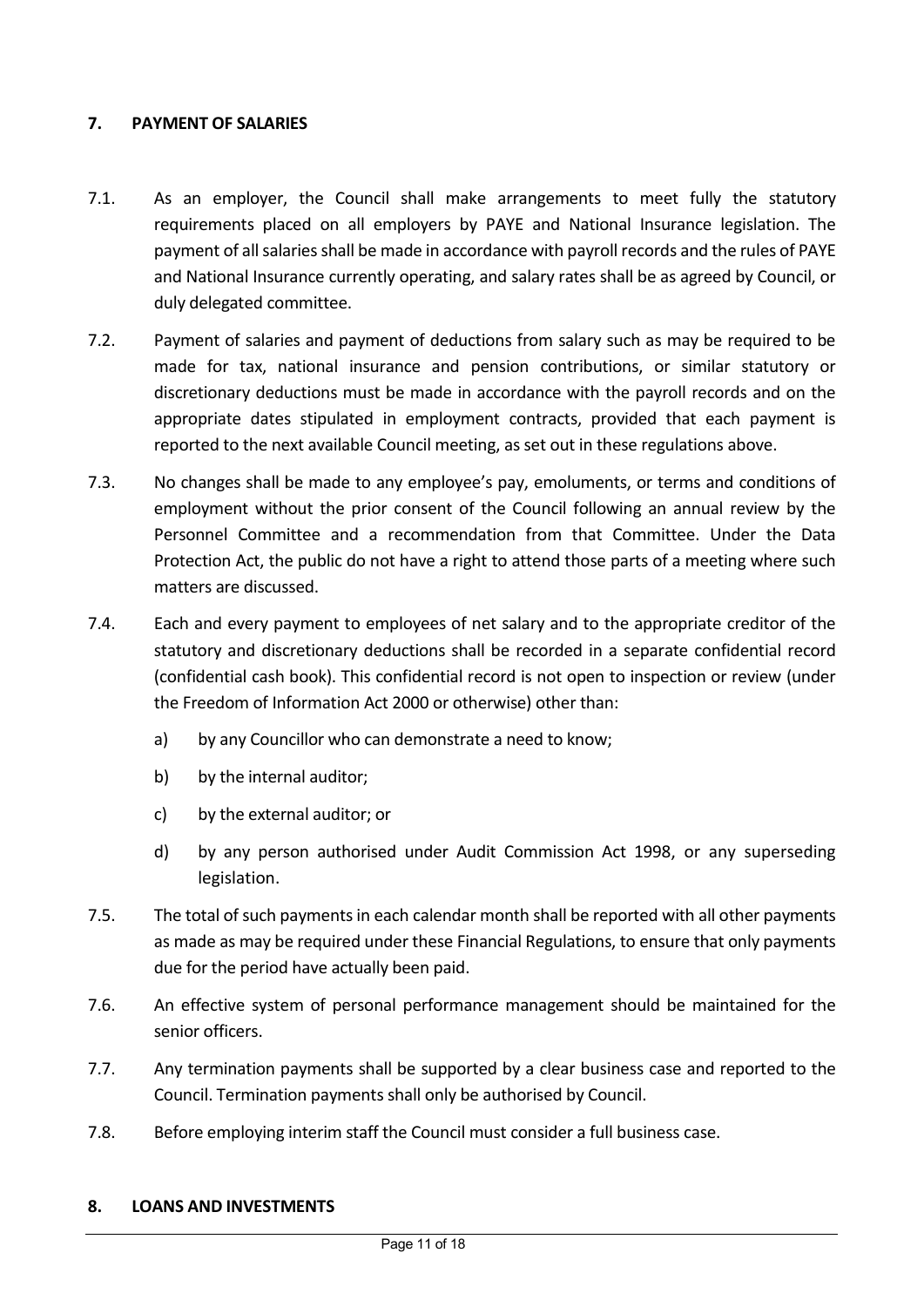## 7. PAYMENT OF SALARIES

7.1. As an employer, the Council shall make arrangements to meet fully the statutory requirements placed on all employers by PAYE and National Insurance legislation. The payment of all salaries shall be made in accordance with payroll records and the rules of PAYE and National Insurance currently operating, and salary rates shall be as agreed by Council, or duly delegated committee.

7.2. Payment of salaries and payment of deductions from salary such as may be required to be made for tax, national insurance and pension contributions, or similar statutory or discretionary deductions must be made in accordance with the payroll records and on the appropriate dates stipulated in employment contracts, provided that each payment is reported to the next available Council meeting, as set out in these regulations above.

7.3. No changes shall be made to any employee's pay, emoluments, or terms and conditions of employment without the prior consent of the Council following an annual review by the Personnel Committee and a recommendation from that Committee. Under the Data Protection Act, the public do not have a right to attend those parts of a meeting where such matters are discussed.

7.4. Each and every payment to employees of net salary and to the appropriate creditor of the statutory and discretionary deductions shall be recorded in a separate confidential record (confidential cash book). This confidential record is not open to inspection or review (under the Freedom of Information Act 2000 or otherwise) other than:

   a) by any Councillor who can demonstrate a need to know;

   b) by the internal auditor;

   c) by the external auditor; or

   d) by any person authorised under Audit Commission Act 1998, or any superseding legislation.

7.5. The total of such payments in each calendar month shall be reported with all other payments as made as may be required under these Financial Regulations, to ensure that only payments due for the period have actually been paid.

7.6. An effective system of personal performance management should be maintained for the senior officers.

7.7. Any termination payments shall be supported by a clear business case and reported to the Council. Termination payments shall only be authorised by Council.

7.8. Before employing interim staff the Council must consider a full business case.

## 8. LOANS AND INVESTMENTS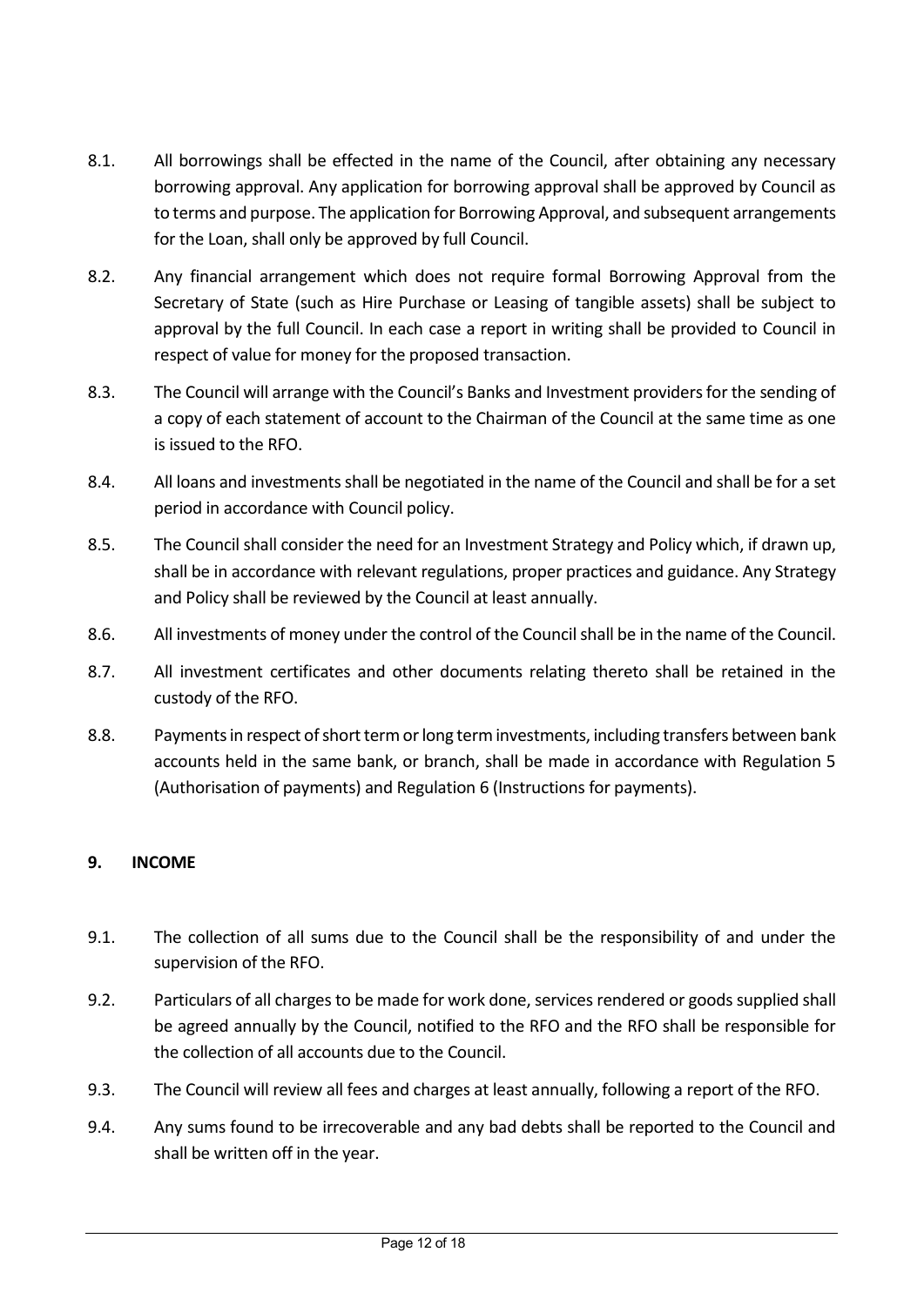8.1. All borrowings shall be effected in the name of the Council, after obtaining any necessary borrowing approval. Any application for borrowing approval shall be approved by Council as to terms and purpose. The application for Borrowing Approval, and subsequent arrangements for the Loan, shall only be approved by full Council.

8.2. Any financial arrangement which does not require formal Borrowing Approval from the Secretary of State (such as Hire Purchase or Leasing of tangible assets) shall be subject to approval by the full Council. In each case a report in writing shall be provided to Council in respect of value for money for the proposed transaction.

8.3. The Council will arrange with the Council's Banks and Investment providers for the sending of a copy of each statement of account to the Chairman of the Council at the same time as one is issued to the RFO.

8.4. All loans and investments shall be negotiated in the name of the Council and shall be for a set period in accordance with Council policy.

8.5. The Council shall consider the need for an Investment Strategy and Policy which, if drawn up, shall be in accordance with relevant regulations, proper practices and guidance. Any Strategy and Policy shall be reviewed by the Council at least annually.

8.6. All investments of money under the control of the Council shall be in the name of the Council.

8.7. All investment certificates and other documents relating thereto shall be retained in the custody of the RFO.

8.8. Payments in respect of short term or long term investments, including transfers between bank accounts held in the same bank, or branch, shall be made in accordance with Regulation 5 (Authorisation of payments) and Regulation 6 (Instructions for payments).

## 9. INCOME

9.1. The collection of all sums due to the Council shall be the responsibility of and under the supervision of the RFO.

9.2. Particulars of all charges to be made for work done, services rendered or goods supplied shall be agreed annually by the Council, notified to the RFO and the RFO shall be responsible for the collection of all accounts due to the Council.

9.3. The Council will review all fees and charges at least annually, following a report of the RFO.

9.4. Any sums found to be irrecoverable and any bad debts shall be reported to the Council and shall be written off in the year.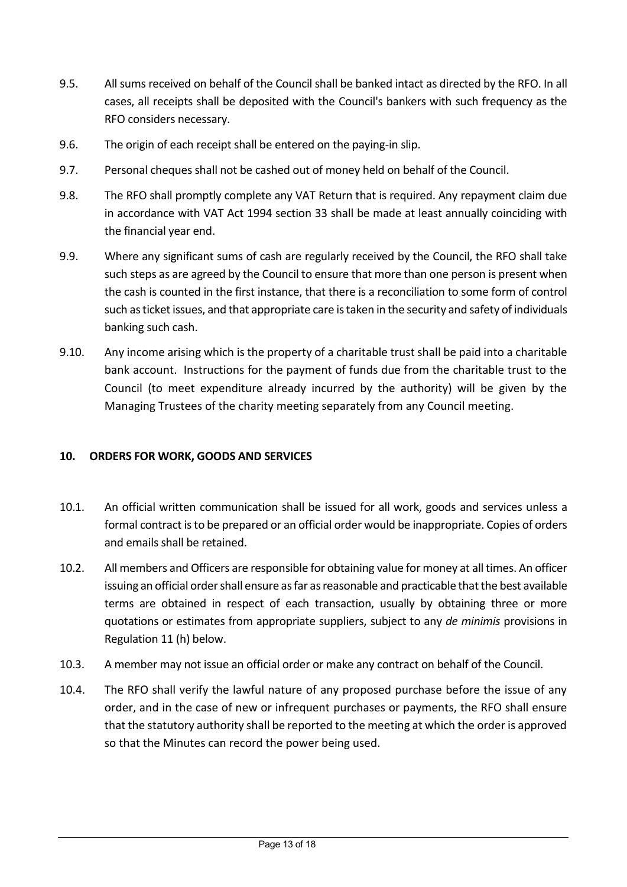9.5. All sums received on behalf of the Council shall be banked intact as directed by the RFO. In all cases, all receipts shall be deposited with the Council's bankers with such frequency as the RFO considers necessary.

9.6. The origin of each receipt shall be entered on the paying-in slip.

9.7. Personal cheques shall not be cashed out of money held on behalf of the Council.

9.8. The RFO shall promptly complete any VAT Return that is required. Any repayment claim due in accordance with VAT Act 1994 section 33 shall be made at least annually coinciding with the financial year end.

9.9. Where any significant sums of cash are regularly received by the Council, the RFO shall take such steps as are agreed by the Council to ensure that more than one person is present when the cash is counted in the first instance, that there is a reconciliation to some form of control such as ticket issues, and that appropriate care is taken in the security and safety of individuals banking such cash.

9.10. Any income arising which is the property of a charitable trust shall be paid into a charitable bank account. Instructions for the payment of funds due from the charitable trust to the Council (to meet expenditure already incurred by the authority) will be given by the Managing Trustees of the charity meeting separately from any Council meeting.

## 10. ORDERS FOR WORK, GOODS AND SERVICES

10.1. An official written communication shall be issued for all work, goods and services unless a formal contract is to be prepared or an official order would be inappropriate. Copies of orders and emails shall be retained.

10.2. All members and Officers are responsible for obtaining value for money at all times. An officer issuing an official order shall ensure as far as reasonable and practicable that the best available terms are obtained in respect of each transaction, usually by obtaining three or more quotations or estimates from appropriate suppliers, subject to any *de minimis* provisions in Regulation 11 (h) below.

10.3. A member may not issue an official order or make any contract on behalf of the Council.

10.4. The RFO shall verify the lawful nature of any proposed purchase before the issue of any order, and in the case of new or infrequent purchases or payments, the RFO shall ensure that the statutory authority shall be reported to the meeting at which the order is approved so that the Minutes can record the power being used.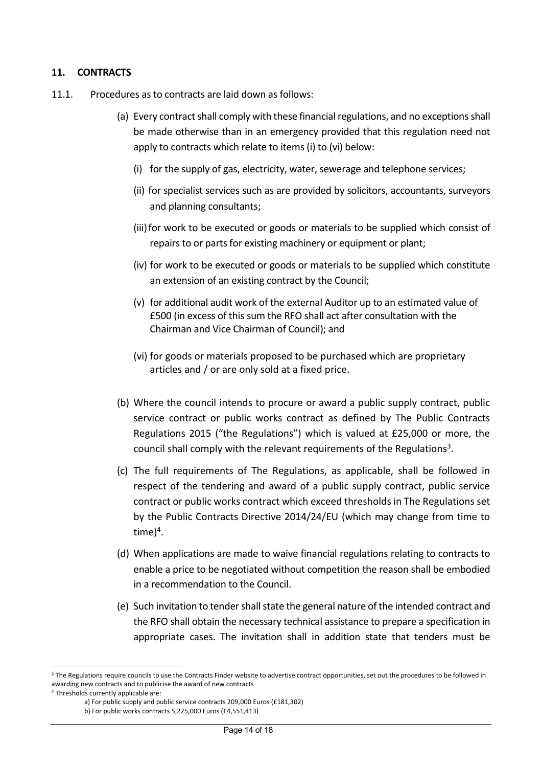## 11. CONTRACTS

11.1. Procedures as to contracts are laid down as follows:

(a) Every contract shall comply with these financial regulations, and no exceptions shall be made otherwise than in an emergency provided that this regulation need not apply to contracts which relate to items (i) to (vi) below:

(i) for the supply of gas, electricity, water, sewerage and telephone services;

(ii) for specialist services such as are provided by solicitors, accountants, surveyors and planning consultants;

(iii) for work to be executed or goods or materials to be supplied which consist of repairs to or parts for existing machinery or equipment or plant;

(iv) for work to be executed or goods or materials to be supplied which constitute an extension of an existing contract by the Council;

(v) for additional audit work of the external Auditor up to an estimated value of £500 (in excess of this sum the RFO shall act after consultation with the Chairman and Vice Chairman of Council); and

(vi) for goods or materials proposed to be purchased which are proprietary articles and / or are only sold at a fixed price.

(b) Where the council intends to procure or award a public supply contract, public service contract or public works contract as defined by The Public Contracts Regulations 2015 ("the Regulations") which is valued at £25,000 or more, the council shall comply with the relevant requirements of the Regulations[3].

(c) The full requirements of The Regulations, as applicable, shall be followed in respect of the tendering and award of a public supply contract, public service contract or public works contract which exceed thresholds in The Regulations set by the Public Contracts Directive 2014/24/EU (which may change from time to time)[4].

(d) When applications are made to waive financial regulations relating to contracts to enable a price to be negotiated without competition the reason shall be embodied in a recommendation to the Council.

(e) Such invitation to tender shall state the general nature of the intended contract and the RFO shall obtain the necessary technical assistance to prepare a specification in appropriate cases. The invitation shall in addition state that tenders must be

---

[3] The Regulations require councils to use the Contracts Finder website to advertise contract opportunities, set out the procedures to be followed in awarding new contracts and to publicise the award of new contracts

[4] Thresholds currently applicable are:

a) For public supply and public service contracts 209,000 Euros (£181,302)

b) For public works contracts 5,225,000 Euros (£4,551,413)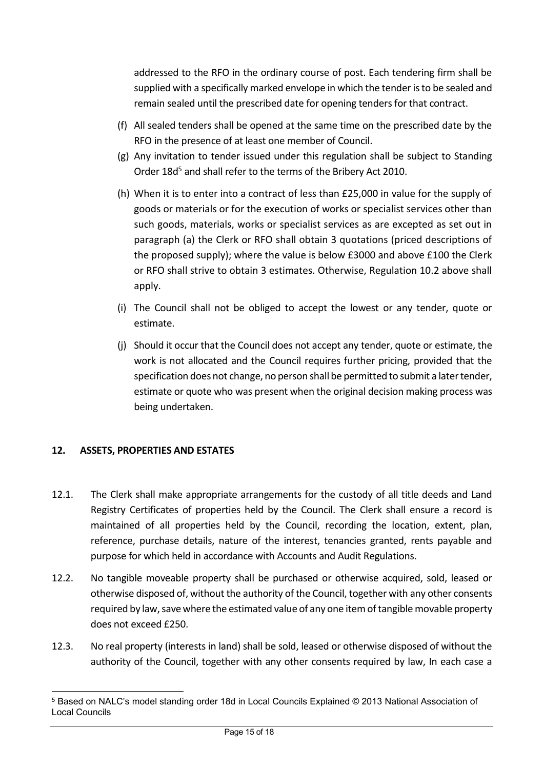addressed to the RFO in the ordinary course of post. Each tendering firm shall be supplied with a specifically marked envelope in which the tender is to be sealed and remain sealed until the prescribed date for opening tenders for that contract.

(f) All sealed tenders shall be opened at the same time on the prescribed date by the RFO in the presence of at least one member of Council.

(g) Any invitation to tender issued under this regulation shall be subject to Standing Order 18d[5] and shall refer to the terms of the Bribery Act 2010.

(h) When it is to enter into a contract of less than £25,000 in value for the supply of goods or materials or for the execution of works or specialist services other than such goods, materials, works or specialist services as are excepted as set out in paragraph (a) the Clerk or RFO shall obtain 3 quotations (priced descriptions of the proposed supply); where the value is below £3000 and above £100 the Clerk or RFO shall strive to obtain 3 estimates. Otherwise, Regulation 10.2 above shall apply.

(i) The Council shall not be obliged to accept the lowest or any tender, quote or estimate.

(j) Should it occur that the Council does not accept any tender, quote or estimate, the work is not allocated and the Council requires further pricing, provided that the specification does not change, no person shall be permitted to submit a later tender, estimate or quote who was present when the original decision making process was being undertaken.

## 12. ASSETS, PROPERTIES AND ESTATES

12.1. The Clerk shall make appropriate arrangements for the custody of all title deeds and Land Registry Certificates of properties held by the Council. The Clerk shall ensure a record is maintained of all properties held by the Council, recording the location, extent, plan, reference, purchase details, nature of the interest, tenancies granted, rents payable and purpose for which held in accordance with Accounts and Audit Regulations.

12.2. No tangible moveable property shall be purchased or otherwise acquired, sold, leased or otherwise disposed of, without the authority of the Council, together with any other consents required by law, save where the estimated value of any one item of tangible movable property does not exceed £250.

12.3. No real property (interests in land) shall be sold, leased or otherwise disposed of without the authority of the Council, together with any other consents required by law, In each case a

[5] Based on NALC's model standing order 18d in Local Councils Explained © 2013 National Association of Local Councils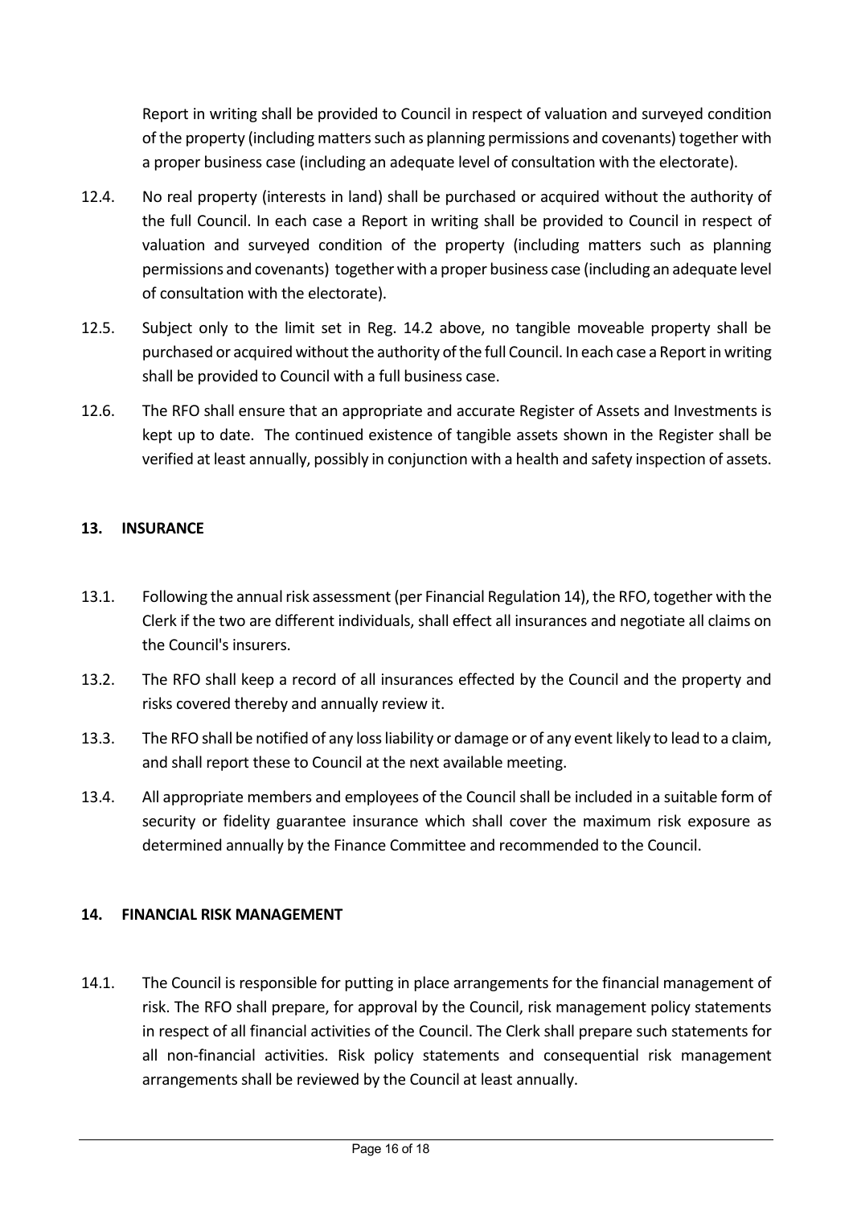Report in writing shall be provided to Council in respect of valuation and surveyed condition of the property (including matters such as planning permissions and covenants) together with a proper business case (including an adequate level of consultation with the electorate).

12.4. No real property (interests in land) shall be purchased or acquired without the authority of the full Council. In each case a Report in writing shall be provided to Council in respect of valuation and surveyed condition of the property (including matters such as planning permissions and covenants) together with a proper business case (including an adequate level of consultation with the electorate).

12.5. Subject only to the limit set in Reg. 14.2 above, no tangible moveable property shall be purchased or acquired without the authority of the full Council. In each case a Report in writing shall be provided to Council with a full business case.

12.6. The RFO shall ensure that an appropriate and accurate Register of Assets and Investments is kept up to date. The continued existence of tangible assets shown in the Register shall be verified at least annually, possibly in conjunction with a health and safety inspection of assets.

## 13. INSURANCE

13.1. Following the annual risk assessment (per Financial Regulation 14), the RFO, together with the Clerk if the two are different individuals, shall effect all insurances and negotiate all claims on the Council's insurers.

13.2. The RFO shall keep a record of all insurances effected by the Council and the property and risks covered thereby and annually review it.

13.3. The RFO shall be notified of any loss liability or damage or of any event likely to lead to a claim, and shall report these to Council at the next available meeting.

13.4. All appropriate members and employees of the Council shall be included in a suitable form of security or fidelity guarantee insurance which shall cover the maximum risk exposure as determined annually by the Finance Committee and recommended to the Council.

## 14. FINANCIAL RISK MANAGEMENT

14.1. The Council is responsible for putting in place arrangements for the financial management of risk. The RFO shall prepare, for approval by the Council, risk management policy statements in respect of all financial activities of the Council. The Clerk shall prepare such statements for all non-financial activities. Risk policy statements and consequential risk management arrangements shall be reviewed by the Council at least annually.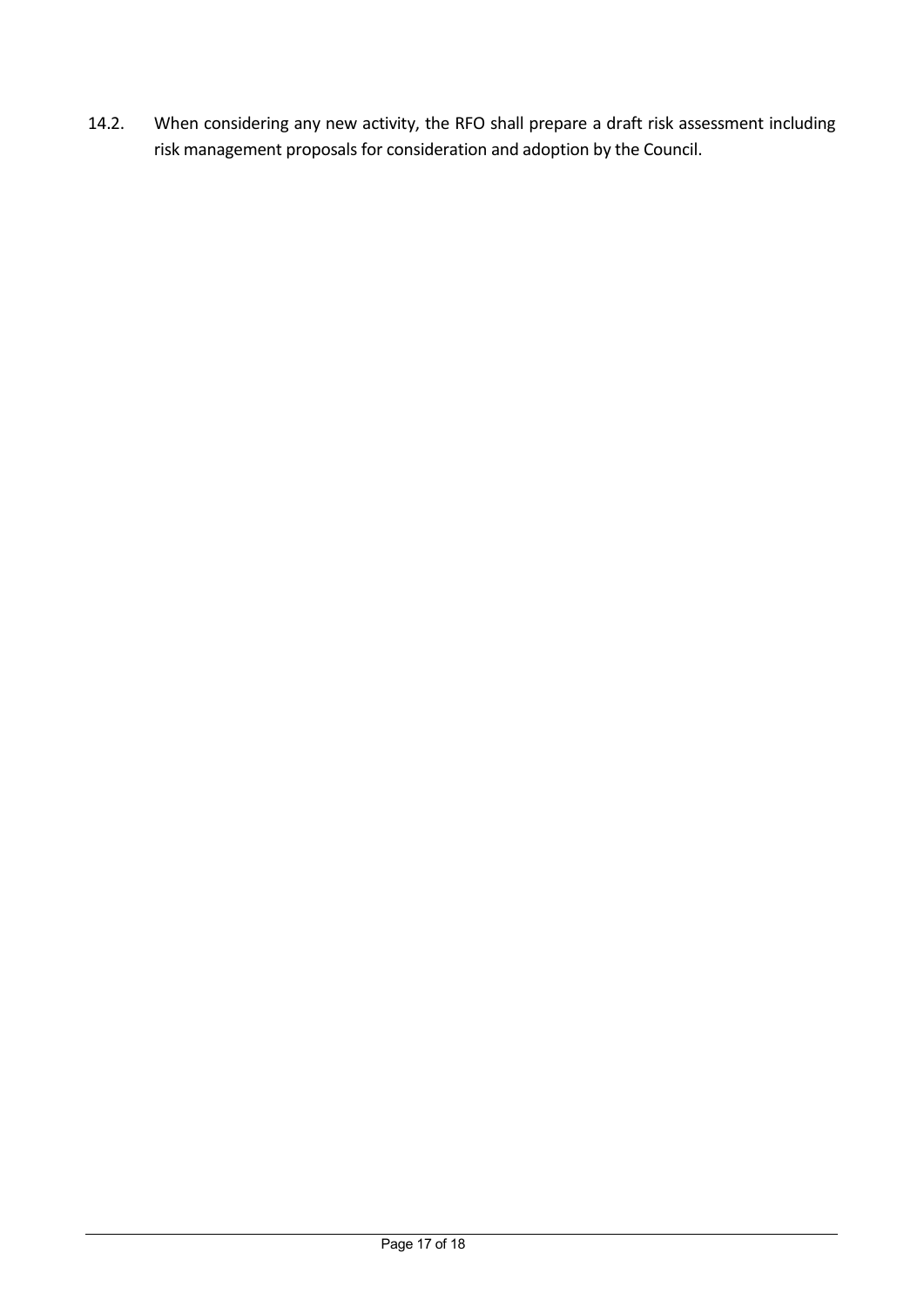14.2. When considering any new activity, the RFO shall prepare a draft risk assessment including risk management proposals for consideration and adoption by the Council.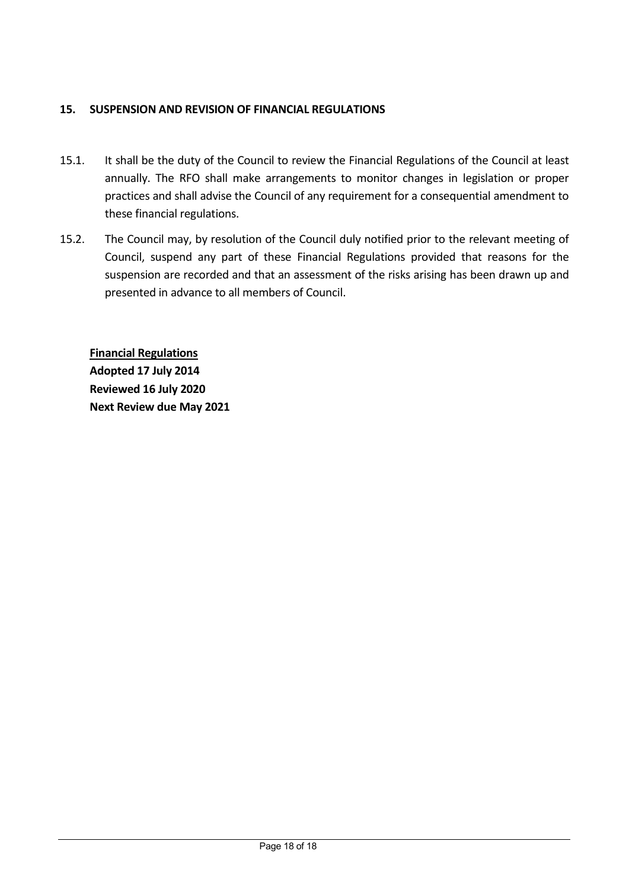## 15. SUSPENSION AND REVISION OF FINANCIAL REGULATIONS

15.1. It shall be the duty of the Council to review the Financial Regulations of the Council at least annually. The RFO shall make arrangements to monitor changes in legislation or proper practices and shall advise the Council of any requirement for a consequential amendment to these financial regulations.

15.2. The Council may, by resolution of the Council duly notified prior to the relevant meeting of Council, suspend any part of these Financial Regulations provided that reasons for the suspension are recorded and that an assessment of the risks arising has been drawn up and presented in advance to all members of Council.

**Financial Regulations**
**Adopted 17 July 2014**
**Reviewed 16 July 2020**
**Next Review due May 2021**